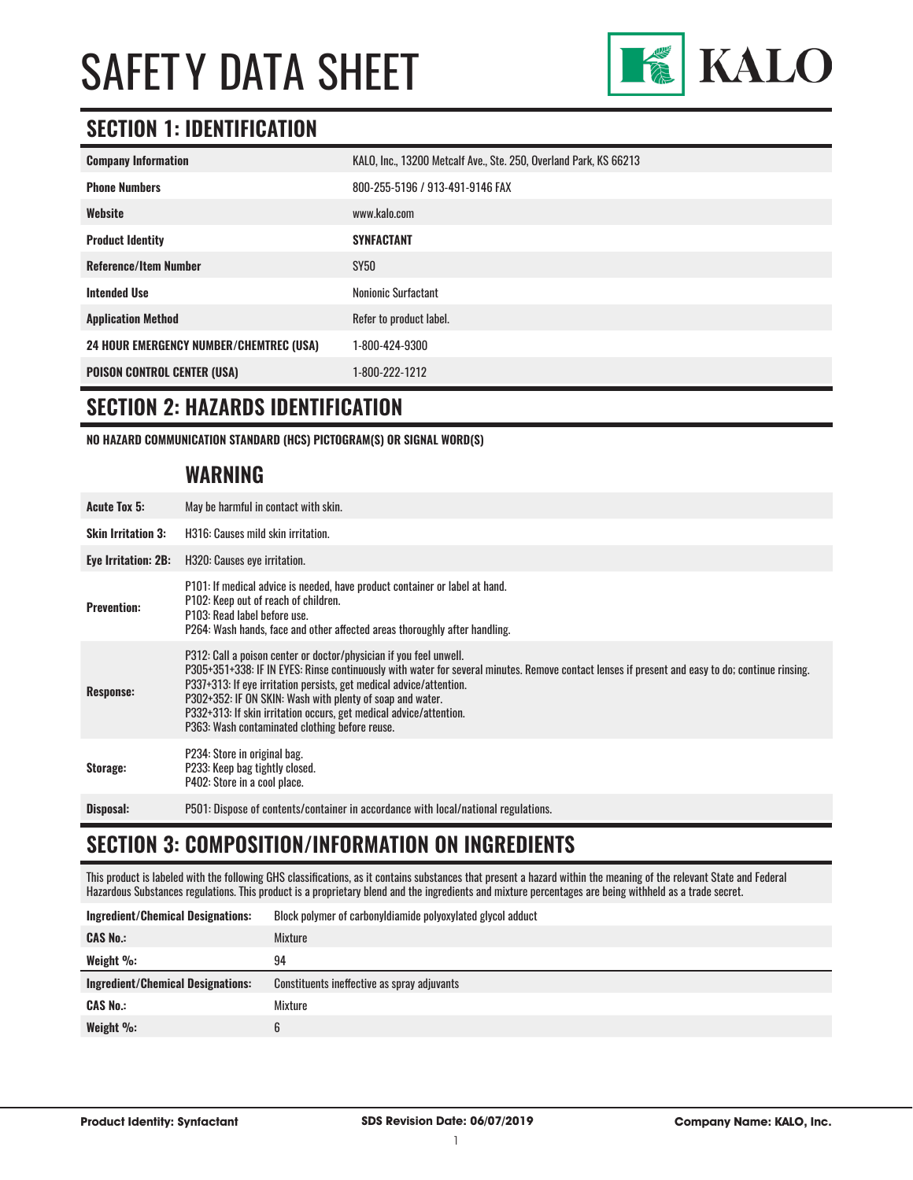# SAFETY DATA SHEET

KALO

## SECTION 1: IDENTIFICATION

| | |
|---|---|
| **Company Information** | KALO, Inc., 13200 Metcalf Ave., Ste. 250, Overland Park, KS 66213 |
| **Phone Numbers** | 800-255-5196 / 913-491-9146 FAX |
| **Website** | www.kalo.com |
| **Product Identity** | **SYNFACTANT** |
| **Reference/Item Number** | SY50 |
| **Intended Use** | Nonionic Surfactant |
| **Application Method** | Refer to product label. |
| **24 HOUR EMERGENCY NUMBER/CHEMTREC (USA)** | 1-800-424-9300 |
| **POISON CONTROL CENTER (USA)** | 1-800-222-1212 |

## SECTION 2: HAZARDS IDENTIFICATION

**NO HAZARD COMMUNICATION STANDARD (HCS) PICTOGRAM(S) OR SIGNAL WORD(S)**

### WARNING

| | |
|---|---|
| **Acute Tox 5:** | May be harmful in contact with skin. |
| **Skin Irritation 3:** | H316: Causes mild skin irritation. |
| **Eye Irritation: 2B:** | H320: Causes eye irritation. |
| **Prevention:** | P101: If medical advice is needed, have product container or label at hand.<br>P102: Keep out of reach of children.<br>P103: Read label before use.<br>P264: Wash hands, face and other affected areas thoroughly after handling. |
| **Response:** | P312: Call a poison center or doctor/physician if you feel unwell.<br>P305+351+338: IF IN EYES: Rinse continuously with water for several minutes. Remove contact lenses if present and easy to do; continue rinsing.<br>P337+313: If eye irritation persists, get medical advice/attention.<br>P302+352: IF ON SKIN: Wash with plenty of soap and water.<br>P332+313: If skin irritation occurs, get medical advice/attention.<br>P363: Wash contaminated clothing before reuse. |
| **Storage:** | P234: Store in original bag.<br>P233: Keep bag tightly closed.<br>P402: Store in a cool place. |
| **Disposal:** | P501: Dispose of contents/container in accordance with local/national regulations. |

## SECTION 3: COMPOSITION/INFORMATION ON INGREDIENTS

This product is labeled with the following GHS classifications, as it contains substances that present a hazard within the meaning of the relevant State and Federal Hazardous Substances regulations. This product is a proprietary blend and the ingredients and mixture percentages are being withheld as a trade secret.

| | |
|---|---|
| **Ingredient/Chemical Designations:** | Block polymer of carbonyldiamide polyoxylated glycol adduct |
| **CAS No.:** | Mixture |
| **Weight %:** | 94 |

| | |
|---|---|
| **Ingredient/Chemical Designations:** | Constituents ineffective as spray adjuvants |
| **CAS No.:** | Mixture |
| **Weight %:** | 6 |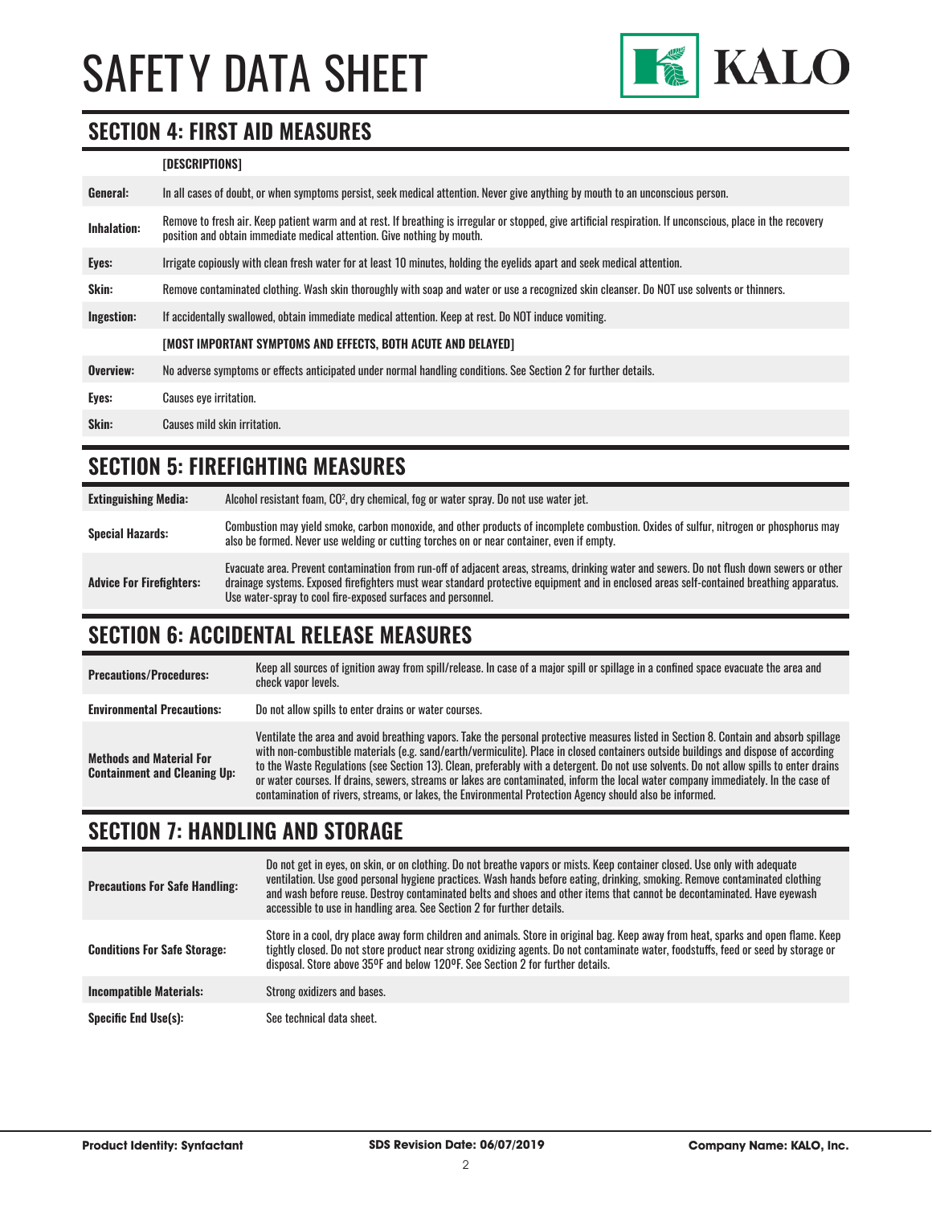## SECTION 4: FIRST AID MEASURES

| | [DESCRIPTIONS] |
|---|---|
| **General:** | In all cases of doubt, or when symptoms persist, seek medical attention. Never give anything by mouth to an unconscious person. |
| **Inhalation:** | Remove to fresh air. Keep patient warm and at rest. If breathing is irregular or stopped, give artificial respiration. If unconscious, place in the recovery position and obtain immediate medical attention. Give nothing by mouth. |
| **Eyes:** | Irrigate copiously with clean fresh water for at least 10 minutes, holding the eyelids apart and seek medical attention. |
| **Skin:** | Remove contaminated clothing. Wash skin thoroughly with soap and water or use a recognized skin cleanser. Do NOT use solvents or thinners. |
| **Ingestion:** | If accidentally swallowed, obtain immediate medical attention. Keep at rest. Do NOT induce vomiting. |
| | **[MOST IMPORTANT SYMPTOMS AND EFFECTS, BOTH ACUTE AND DELAYED]** |
| **Overview:** | No adverse symptoms or effects anticipated under normal handling conditions. See Section 2 for further details. |
| **Eyes:** | Causes eye irritation. |
| **Skin:** | Causes mild skin irritation. |

## SECTION 5: FIREFIGHTING MEASURES

| | |
|---|---|
| **Extinguishing Media:** | Alcohol resistant foam, $CO^2$, dry chemical, fog or water spray. Do not use water jet. |
| **Special Hazards:** | Combustion may yield smoke, carbon monoxide, and other products of incomplete combustion. Oxides of sulfur, nitrogen or phosphorus may also be formed. Never use welding or cutting torches on or near container, even if empty. |
| **Advice For Firefighters:** | Evacuate area. Prevent contamination from run-off of adjacent areas, streams, drinking water and sewers. Do not flush down sewers or other drainage systems. Exposed firefighters must wear standard protective equipment and in enclosed areas self-contained breathing apparatus. Use water-spray to cool fire-exposed surfaces and personnel. |

## SECTION 6: ACCIDENTAL RELEASE MEASURES

| | |
|---|---|
| **Precautions/Procedures:** | Keep all sources of ignition away from spill/release. In case of a major spill or spillage in a confined space evacuate the area and check vapor levels. |
| **Environmental Precautions:** | Do not allow spills to enter drains or water courses. |
| **Methods and Material For Containment and Cleaning Up:** | Ventilate the area and avoid breathing vapors. Take the personal protective measures listed in Section 8. Contain and absorb spillage with non-combustible materials (e.g. sand/earth/vermiculite). Place in closed containers outside buildings and dispose of according to the Waste Regulations (see Section 13). Clean, preferably with a detergent. Do not use solvents. Do not allow spills to enter drains or water courses. If drains, sewers, streams or lakes are contaminated, inform the local water company immediately. In the case of contamination of rivers, streams, or lakes, the Environmental Protection Agency should also be informed. |

## SECTION 7: HANDLING AND STORAGE

| | |
|---|---|
| **Precautions For Safe Handling:** | Do not get in eyes, on skin, or on clothing. Do not breathe vapors or mists. Keep container closed. Use only with adequate ventilation. Use good personal hygiene practices. Wash hands before eating, drinking, smoking. Remove contaminated clothing and wash before reuse. Destroy contaminated belts and shoes and other items that cannot be decontaminated. Have eyewash accessible to use in handling area. See Section 2 for further details. |
| **Conditions For Safe Storage:** | Store in a cool, dry place away form children and animals. Store in original bag. Keep away from heat, sparks and open flame. Keep tightly closed. Do not store product near strong oxidizing agents. Do not contaminate water, foodstuffs, feed or seed by storage or disposal. Store above 35ºF and below 120ºF. See Section 2 for further details. |
| **Incompatible Materials:** | Strong oxidizers and bases. |
| **Specific End Use(s):** | See technical data sheet. |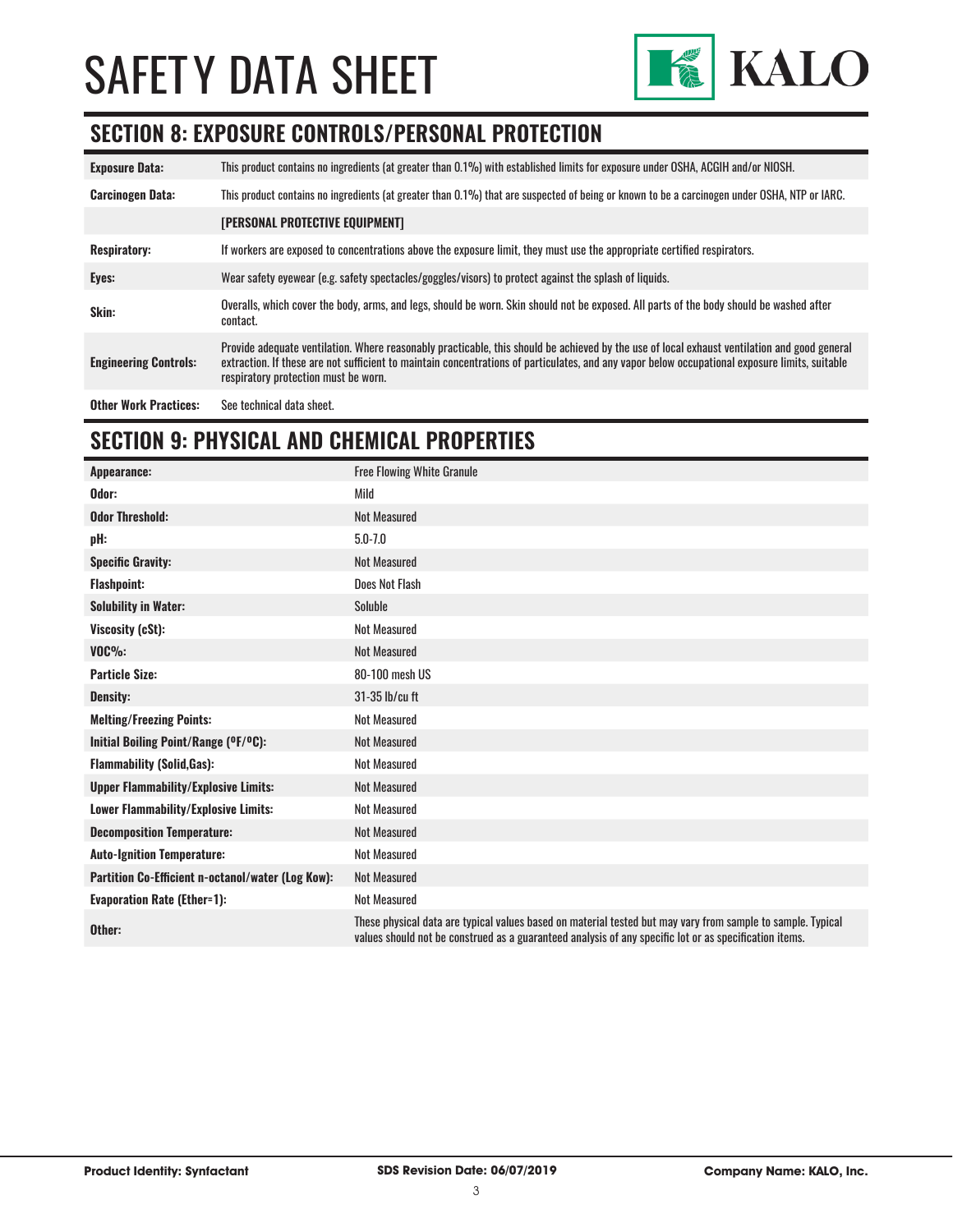## SECTION 8: EXPOSURE CONTROLS/PERSONAL PROTECTION

| | |
|---|---|
| **Exposure Data:** | This product contains no ingredients (at greater than 0.1%) with established limits for exposure under OSHA, ACGIH and/or NIOSH. |
| **Carcinogen Data:** | This product contains no ingredients (at greater than 0.1%) that are suspected of being or known to be a carcinogen under OSHA, NTP or IARC. |
| | **[PERSONAL PROTECTIVE EQUIPMENT]** |
| **Respiratory:** | If workers are exposed to concentrations above the exposure limit, they must use the appropriate certified respirators. |
| **Eyes:** | Wear safety eyewear (e.g. safety spectacles/goggles/visors) to protect against the splash of liquids. |
| **Skin:** | Overalls, which cover the body, arms, and legs, should be worn. Skin should not be exposed. All parts of the body should be washed after contact. |
| **Engineering Controls:** | Provide adequate ventilation. Where reasonably practicable, this should be achieved by the use of local exhaust ventilation and good general extraction. If these are not sufficient to maintain concentrations of particulates, and any vapor below occupational exposure limits, suitable respiratory protection must be worn. |
| **Other Work Practices:** | See technical data sheet. |

## SECTION 9: PHYSICAL AND CHEMICAL PROPERTIES

| | |
|---|---|
| **Appearance:** | Free Flowing White Granule |
| **Odor:** | Mild |
| **Odor Threshold:** | Not Measured |
| **pH:** | 5.0-7.0 |
| **Specific Gravity:** | Not Measured |
| **Flashpoint:** | Does Not Flash |
| **Solubility in Water:** | Soluble |
| **Viscosity (cSt):** | Not Measured |
| **VOC%:** | Not Measured |
| **Particle Size:** | 80-100 mesh US |
| **Density:** | 31-35 lb/cu ft |
| **Melting/Freezing Points:** | Not Measured |
| **Initial Boiling Point/Range (ºF/ºC):** | Not Measured |
| **Flammability (Solid,Gas):** | Not Measured |
| **Upper Flammability/Explosive Limits:** | Not Measured |
| **Lower Flammability/Explosive Limits:** | Not Measured |
| **Decomposition Temperature:** | Not Measured |
| **Auto-Ignition Temperature:** | Not Measured |
| **Partition Co-Efficient n-octanol/water (Log Kow):** | Not Measured |
| **Evaporation Rate (Ether=1):** | Not Measured |
| **Other:** | These physical data are typical values based on material tested but may vary from sample to sample. Typical values should not be construed as a guaranteed analysis of any specific lot or as specification items. |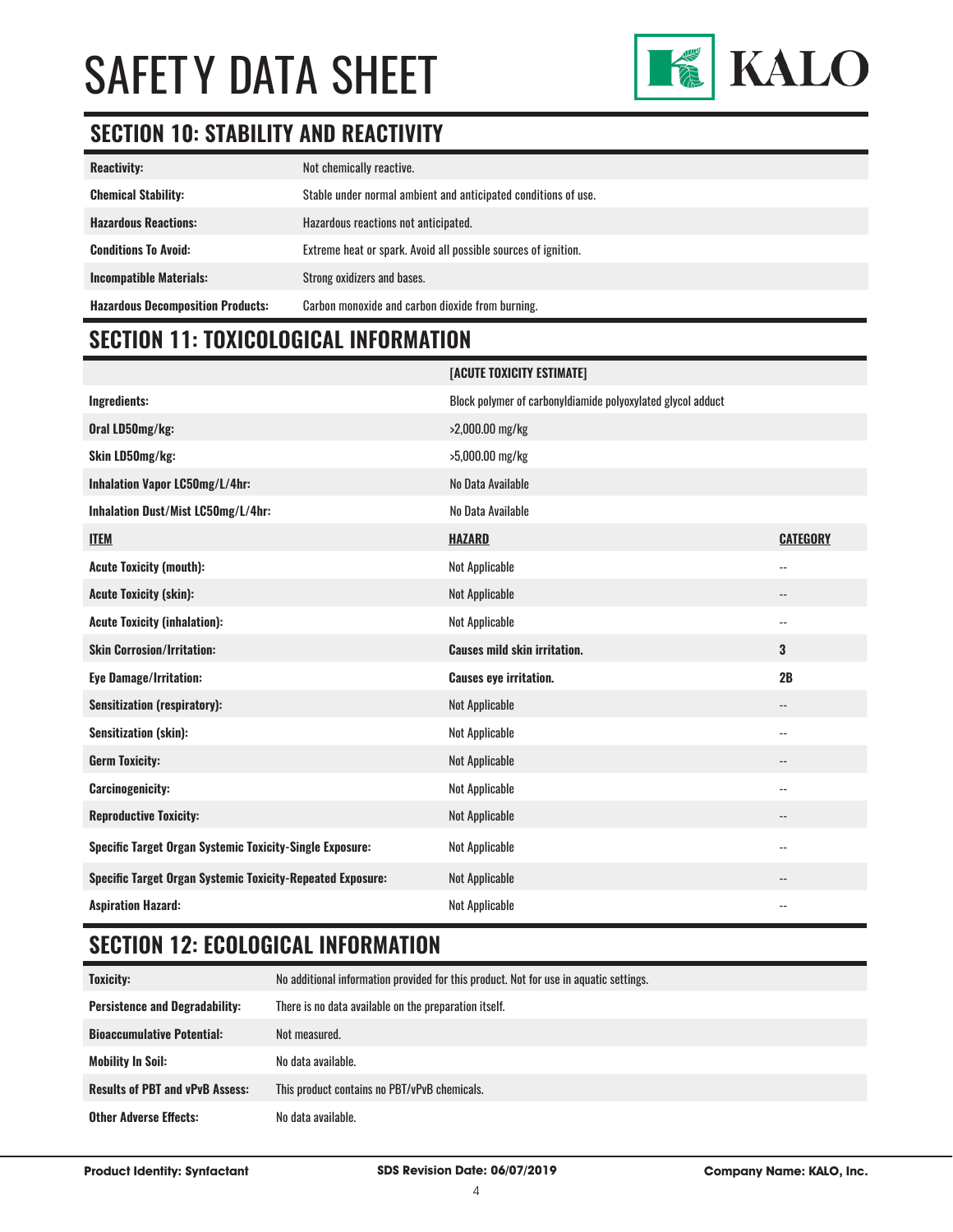## SECTION 10: STABILITY AND REACTIVITY

| | |
|---|---|
| **Reactivity:** | Not chemically reactive. |
| **Chemical Stability:** | Stable under normal ambient and anticipated conditions of use. |
| **Hazardous Reactions:** | Hazardous reactions not anticipated. |
| **Conditions To Avoid:** | Extreme heat or spark. Avoid all possible sources of ignition. |
| **Incompatible Materials:** | Strong oxidizers and bases. |
| **Hazardous Decomposition Products:** | Carbon monoxide and carbon dioxide from burning. |

## SECTION 11: TOXICOLOGICAL INFORMATION

| | **[ACUTE TOXICITY ESTIMATE]** | |
|---|---|---|
| **Ingredients:** | Block polymer of carbonyldiamide polyoxylated glycol adduct | |
| **Oral LD50mg/kg:** | >2,000.00 mg/kg | |
| **Skin LD50mg/kg:** | >5,000.00 mg/kg | |
| **Inhalation Vapor LC50mg/L/4hr:** | No Data Available | |
| **Inhalation Dust/Mist LC50mg/L/4hr:** | No Data Available | |
| **ITEM** | **HAZARD** | **CATEGORY** |
| **Acute Toxicity (mouth):** | Not Applicable | -- |
| **Acute Toxicity (skin):** | Not Applicable | -- |
| **Acute Toxicity (inhalation):** | Not Applicable | -- |
| **Skin Corrosion/Irritation:** | **Causes mild skin irritation.** | **3** |
| **Eye Damage/Irritation:** | **Causes eye irritation.** | **2B** |
| **Sensitization (respiratory):** | Not Applicable | -- |
| **Sensitization (skin):** | Not Applicable | -- |
| **Germ Toxicity:** | Not Applicable | -- |
| **Carcinogenicity:** | Not Applicable | -- |
| **Reproductive Toxicity:** | Not Applicable | -- |
| **Specific Target Organ Systemic Toxicity-Single Exposure:** | Not Applicable | -- |
| **Specific Target Organ Systemic Toxicity-Repeated Exposure:** | Not Applicable | -- |
| **Aspiration Hazard:** | Not Applicable | -- |

## SECTION 12: ECOLOGICAL INFORMATION

| | |
|---|---|
| **Toxicity:** | No additional information provided for this product. Not for use in aquatic settings. |
| **Persistence and Degradability:** | There is no data available on the preparation itself. |
| **Bioaccumulative Potential:** | Not measured. |
| **Mobility In Soil:** | No data available. |
| **Results of PBT and vPvB Assess:** | This product contains no PBT/vPvB chemicals. |
| **Other Adverse Effects:** | No data available. |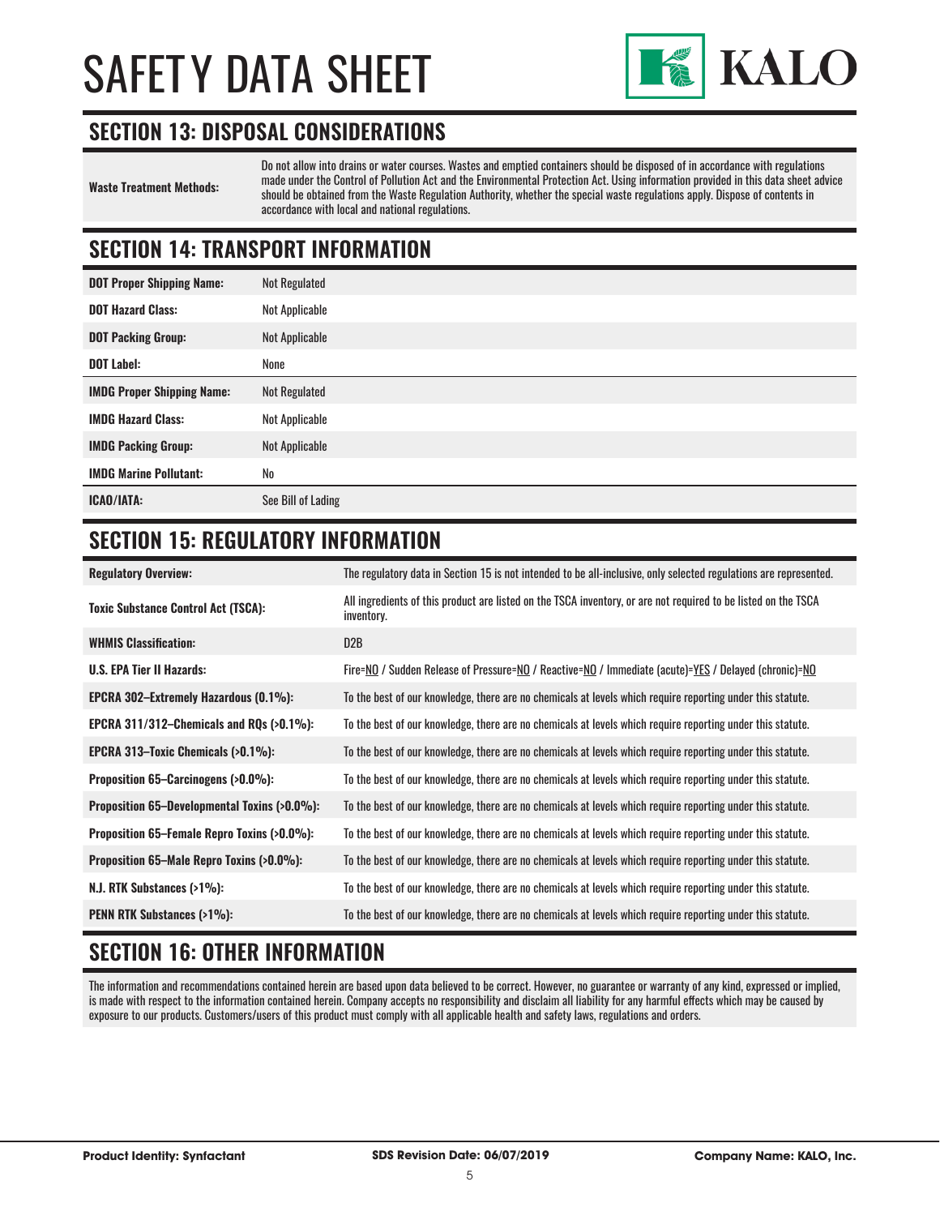# SAFETY DATA SHEET

## SECTION 13: DISPOSAL CONSIDERATIONS

| | |
|---|---|
| **Waste Treatment Methods:** | Do not allow into drains or water courses. Wastes and emptied containers should be disposed of in accordance with regulations made under the Control of Pollution Act and the Environmental Protection Act. Using information provided in this data sheet advice should be obtained from the Waste Regulation Authority, whether the special waste regulations apply. Dispose of contents in accordance with local and national regulations. |

## SECTION 14: TRANSPORT INFORMATION

| | |
|---|---|
| **DOT Proper Shipping Name:** | Not Regulated |
| **DOT Hazard Class:** | Not Applicable |
| **DOT Packing Group:** | Not Applicable |
| **DOT Label:** | None |
| **IMDG Proper Shipping Name:** | Not Regulated |
| **IMDG Hazard Class:** | Not Applicable |
| **IMDG Packing Group:** | Not Applicable |
| **IMDG Marine Pollutant:** | No |
| **ICAO/IATA:** | See Bill of Lading |

## SECTION 15: REGULATORY INFORMATION

| | |
|---|---|
| **Regulatory Overview:** | The regulatory data in Section 15 is not intended to be all-inclusive, only selected regulations are represented. |
| **Toxic Substance Control Act (TSCA):** | All ingredients of this product are listed on the TSCA inventory, or are not required to be listed on the TSCA inventory. |
| **WHMIS Classification:** | D2B |
| **U.S. EPA Tier II Hazards:** | Fire=NO / Sudden Release of Pressure=NO / Reactive=NO / Immediate (acute)=YES / Delayed (chronic)=NO |
| **EPCRA 302–Extremely Hazardous (0.1%):** | To the best of our knowledge, there are no chemicals at levels which require reporting under this statute. |
| **EPCRA 311/312–Chemicals and RQs (>0.1%):** | To the best of our knowledge, there are no chemicals at levels which require reporting under this statute. |
| **EPCRA 313–Toxic Chemicals (>0.1%):** | To the best of our knowledge, there are no chemicals at levels which require reporting under this statute. |
| **Proposition 65–Carcinogens (>0.0%):** | To the best of our knowledge, there are no chemicals at levels which require reporting under this statute. |
| **Proposition 65–Developmental Toxins (>0.0%):** | To the best of our knowledge, there are no chemicals at levels which require reporting under this statute. |
| **Proposition 65–Female Repro Toxins (>0.0%):** | To the best of our knowledge, there are no chemicals at levels which require reporting under this statute. |
| **Proposition 65–Male Repro Toxins (>0.0%):** | To the best of our knowledge, there are no chemicals at levels which require reporting under this statute. |
| **N.J. RTK Substances (>1%):** | To the best of our knowledge, there are no chemicals at levels which require reporting under this statute. |
| **PENN RTK Substances (>1%):** | To the best of our knowledge, there are no chemicals at levels which require reporting under this statute. |

## SECTION 16: OTHER INFORMATION

The information and recommendations contained herein are based upon data believed to be correct. However, no guarantee or warranty of any kind, expressed or implied, is made with respect to the information contained herein. Company accepts no responsibility and disclaim all liability for any harmful effects which may be caused by exposure to our products. Customers/users of this product must comply with all applicable health and safety laws, regulations and orders.